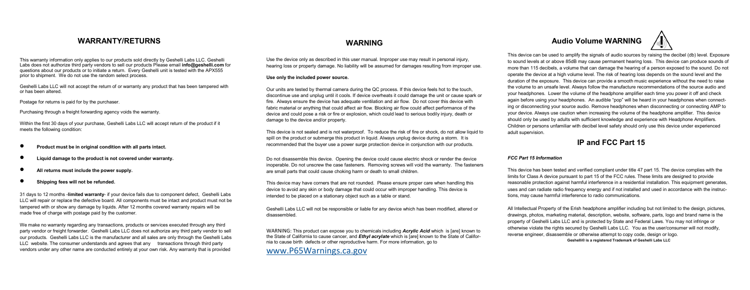## WARRANTY/RETURNS

This warranty information only applies to our products sold directly by Geshelli Labs LLC. Geshelli Labs does not authorize third party vendors to sell our products Please email **info@geshelli.com** for questions about our products or to initiate a return. Every Geshelli unit is tested with the APX555 prior to shipment. We do not use the random select process.

Geshelli Labs LLC will not accept the return of or warranty any product that has been tampered with or has been altered.

Postage for returns is paid for by the purchaser.

Purchasing through a freight forwarding agency voids the warranty.

Within the first 30 days of your purchase, Geshelli Labs LLC will accept return of the product if it meets the following condition:

- **Product must be in original condition with all parts intact.**
- **Liquid damage to the product is not covered under warranty.**
- **All returns must include the power supply.**
- **Shipping fees will not be refunded.**

31 days to 12 months -**limited warranty**- if your device fails due to component defect, Geshelli Labs LLC will repair or replace the defective board. All components must be intact and product must not be tampered with or show any damage by liquids. After 12 months covered warranty repairs will be made free of charge with postage paid by the customer.

We make no warranty regarding any transactions, products or services executed through any third party vendor or freight forwarder. Geshelli Labs LLC does not authorize any third party vendor to sell our products. Geshelli Labs LLC is the manufacturer and all sales are only through the Geshelli Labs LLC website. The consumer understands and agrees that any transactions through third party vendors under any other name are conducted entirely at your own risk. Any warranty that is provided

## WARNING

Use the device only as described in this user manual. Improper use may result in personal injury, hearing loss or property damage. No liability will be assumed for damages resulting from improper use.

**Use only the included power source.**

Our units are tested by thermal camera during the QC process. If this device feels hot to the touch, discontinue use and unplug until it cools. If device overheats it could damage the unit or cause spark or fire. Always ensure the device has adequate ventilation and air flow. Do not cover this device with fabric material or anything that could affect air flow. Blocking air flow could affect performance of the device and could pose a risk or fire or explosion, which could lead to serious bodily injury, death or damage to the device and/or property.

This device is not sealed and is not waterproof. To reduce the risk of fire or shock, do not allow liquid to spill on the product or submerge this product in liquid. Always unplug device during a storm. It is recommended that the buyer use a power surge protection device in conjunction with our products.

Do not disassemble this device. Opening the device could cause electric shock or render the device inoperable. Do not unscrew the case fasteners. Removing screws will void the warranty. The fasteners are small parts that could cause choking harm or death to small children.

This device may have corners that are not rounded. Please ensure proper care when handling this device to avoid any skin or body damage that could occur with improper handling. This device is intended to be placed on a stationary object such as a table or stand.

Geshelli Labs LLC will not be responsible or liable for any device which has been modified, altered or disassembled.

WARNING: This product can expose you to chemicals including ***Acrylic Acid*** which is [are] known to the State of California to cause cancer, and ***Ethyl acrylate*** which is [are] known to the State of California to cause birth defects or other reproductive harm. For more information, go to

www.P65Warnings.ca.gov

## Audio Volume WARNING

This device can be used to amplify the signals of audio sources by raising the decibel (db) level. Exposure to sound levels at or above 85dB may cause permanent hearing loss. This device can produce sounds of more than 115 decibels, a volume that can damage the hearing of a person exposed to the sound. Do not operate the device at a high volume level. The risk of hearing loss depends on the sound level and the duration of the exposure. This device can provide a smooth music experience without the need to raise the volume to an unsafe level. Always follow the manufacture recommendations of the source audio and your headphones. Lower the volume of the headphone amplifier each time you power it off and check again before using your headphones. An audible "pop" will be heard in your headphones when connecting or disconnecting your source audio. Remove headphones when disconnecting or connecting AMP to your device. Always use caution when increasing the volume of the headphone amplifier. This device should only be used by adults with sufficient knowledge and experience with Headphone Amplifiers. Children or persons unfamiliar with decibel level safety should only use this device under experienced adult supervision.

## IP and FCC Part 15

***FCC Part 15 Information***

This device has been tested and verified compliant under title 47 part 15. The device complies with the limits for Class A device pursuant to part 15 of the FCC rules. These limits are designed to provide reasonable protection against harmful interference in a residential installation. This equipment generates, uses and can radiate radio frequency energy and if not installed and used in accordance with the instructions, may cause harmful interference to radio communications.

All Intellectual Property of the Erish headphone amplifier including but not limited to the design, pictures, drawings, photos, marketing material, description, website, software, parts, logo and brand name is the property of Geshelli Labs LLC and is protected by State and Federal Laws. You may not infringe or otherwise violate the rights secured by Geshelli Labs LLC. You as the user/consumer will not modify, reverse engineer, disassemble or otherwise attempt to copy code, design or logo.

**Geshelli® is a registered Trademark of Geshelli Labs LLC**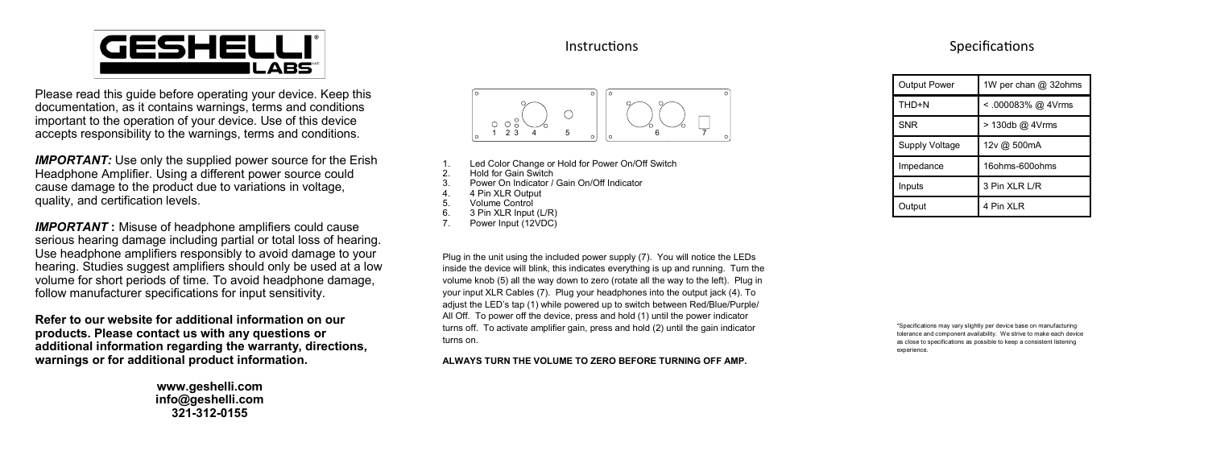Please read this guide before operating your device. Keep this documentation, as it contains warnings, terms and conditions important to the operation of your device. Use of this device accepts responsibility to the warnings, terms and conditions.

***IMPORTANT:*** Use only the supplied power source for the Erish Headphone Amplifier. Using a different power source could cause damage to the product due to variations in voltage, quality, and certification levels.

***IMPORTANT* :** Misuse of headphone amplifiers could cause serious hearing damage including partial or total loss of hearing. Use headphone amplifiers responsibly to avoid damage to your hearing. Studies suggest amplifiers should only be used at a low volume for short periods of time. To avoid headphone damage, follow manufacturer specifications for input sensitivity.

**Refer to our website for additional information on our products. Please contact us with any questions or additional information regarding the warranty, directions, warnings or for additional product information.**

**www.geshelli.com**
**info@geshelli.com**
**321-312-0155**

## Instructions

1 2 3 4 5 6 7

1. Led Color Change or Hold for Power On/Off Switch
2. Hold for Gain Switch
3. Power On Indicator / Gain On/Off Indicator
4. 4 Pin XLR Output
5. Volume Control
6. 3 Pin XLR Input (L/R)
7. Power Input (12VDC)

Plug in the unit using the included power supply (7). You will notice the LEDs inside the device will blink, this indicates everything is up and running. Turn the volume knob (5) all the way down to zero (rotate all the way to the left). Plug in your input XLR Cables (7). Plug your headphones into the output jack (4). To adjust the LED's tap (1) while powered up to switch between Red/Blue/Purple/ All Off. To power off the device, press and hold (1) until the power indicator turns off. To activate amplifier gain, press and hold (2) until the gain indicator turns on.

**ALWAYS TURN THE VOLUME TO ZERO BEFORE TURNING OFF AMP.**

## Specifications

| | |
|---|---|
| Output Power | 1W per chan @ 32ohms |
| THD+N | < .000083% @ 4Vrms |
| SNR | > 130db @ 4Vrms |
| Supply Voltage | 12v @ 500mA |
| Impedance | 16ohms-600ohms |
| Inputs | 3 Pin XLR L/R |
| Output | 4 Pin XLR |

*Specifications may vary slightly per device base on manufacturing tolerance and component availability. We strive to make each device as close to specifications as possible to keep a consistent listening experience.